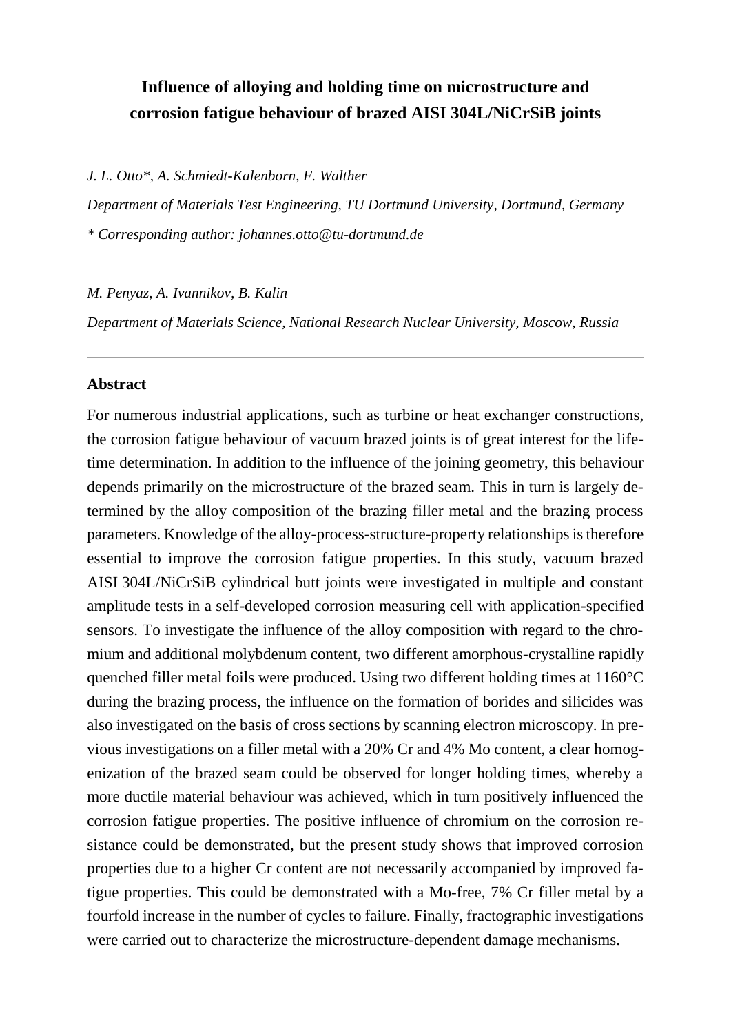# Influence of alloying and holding time on microstructure and corrosion fatigue behaviour of brazed AISI 304L/NiCrSiB joints

*J. L. Otto\*, A. Schmiedt-Kalenborn, F. Walther*

*Department of Materials Test Engineering, TU Dortmund University, Dortmund, Germany*

*\* Corresponding author: johannes.otto@tu-dortmund.de*

*M. Penyaz, A. Ivannikov, B. Kalin*

*Department of Materials Science, National Research Nuclear University, Moscow, Russia*

---

## Abstract

For numerous industrial applications, such as turbine or heat exchanger constructions, the corrosion fatigue behaviour of vacuum brazed joints is of great interest for the lifetime determination. In addition to the influence of the joining geometry, this behaviour depends primarily on the microstructure of the brazed seam. This in turn is largely determined by the alloy composition of the brazing filler metal and the brazing process parameters. Knowledge of the alloy-process-structure-property relationships is therefore essential to improve the corrosion fatigue properties. In this study, vacuum brazed AISI 304L/NiCrSiB cylindrical butt joints were investigated in multiple and constant amplitude tests in a self-developed corrosion measuring cell with application-specified sensors. To investigate the influence of the alloy composition with regard to the chromium and additional molybdenum content, two different amorphous-crystalline rapidly quenched filler metal foils were produced. Using two different holding times at 1160°C during the brazing process, the influence on the formation of borides and silicides was also investigated on the basis of cross sections by scanning electron microscopy. In previous investigations on a filler metal with a 20% Cr and 4% Mo content, a clear homogenization of the brazed seam could be observed for longer holding times, whereby a more ductile material behaviour was achieved, which in turn positively influenced the corrosion fatigue properties. The positive influence of chromium on the corrosion resistance could be demonstrated, but the present study shows that improved corrosion properties due to a higher Cr content are not necessarily accompanied by improved fatigue properties. This could be demonstrated with a Mo-free, 7% Cr filler metal by a fourfold increase in the number of cycles to failure. Finally, fractographic investigations were carried out to characterize the microstructure-dependent damage mechanisms.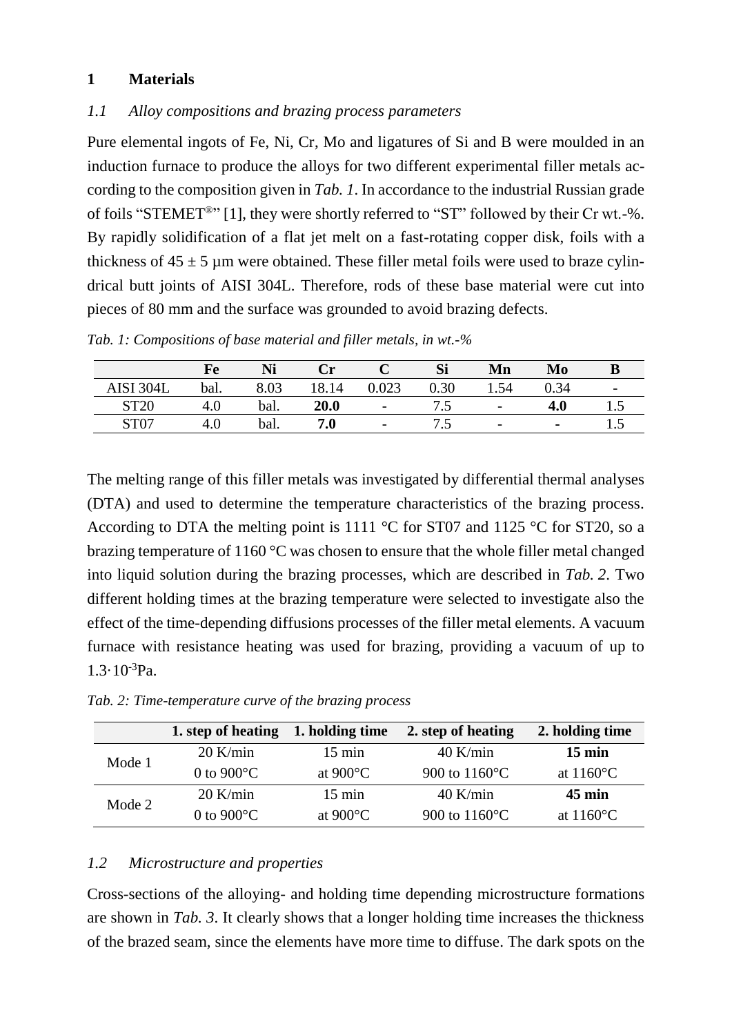# 1 Materials

## *1.1 Alloy compositions and brazing process parameters*

Pure elemental ingots of Fe, Ni, Cr, Mo and ligatures of Si and B were moulded in an induction furnace to produce the alloys for two different experimental filler metals according to the composition given in *Tab. 1*. In accordance to the industrial Russian grade of foils "STEMET®" [1], they were shortly referred to "ST" followed by their Cr wt.-%. By rapidly solidification of a flat jet melt on a fast-rotating copper disk, foils with a thickness of 45 ± 5 µm were obtained. These filler metal foils were used to braze cylindrical butt joints of AISI 304L. Therefore, rods of these base material were cut into pieces of 80 mm and the surface was grounded to avoid brazing defects.

*Tab. 1: Compositions of base material and filler metals, in wt.-%*

| | Fe | Ni | Cr | C | Si | Mn | Mo | B |
|---|---|---|---|---|---|---|---|---|
| AISI 304L | bal. | 8.03 | 18.14 | 0.023 | 0.30 | 1.54 | 0.34 | - |
| ST20 | 4.0 | bal. | **20.0** | - | 7.5 | - | **4.0** | 1.5 |
| ST07 | 4.0 | bal. | **7.0** | - | 7.5 | - | **-** | 1.5 |

The melting range of this filler metals was investigated by differential thermal analyses (DTA) and used to determine the temperature characteristics of the brazing process. According to DTA the melting point is 1111 °C for ST07 and 1125 °C for ST20, so a brazing temperature of 1160 °C was chosen to ensure that the whole filler metal changed into liquid solution during the brazing processes, which are described in *Tab. 2*. Two different holding times at the brazing temperature were selected to investigate also the effect of the time-depending diffusions processes of the filler metal elements. A vacuum furnace with resistance heating was used for brazing, providing a vacuum of up to $1.3 \cdot 10^{-3}$Pa.

*Tab. 2: Time-temperature curve of the brazing process*

| | 1. step of heating | 1. holding time | 2. step of heating | 2. holding time |
|---|---|---|---|---|
| Mode 1 | 20 K/min<br>0 to 900°C | 15 min<br>at 900°C | 40 K/min<br>900 to 1160°C | **15 min**<br>at 1160°C |
| Mode 2 | 20 K/min<br>0 to 900°C | 15 min<br>at 900°C | 40 K/min<br>900 to 1160°C | **45 min**<br>at 1160°C |

## *1.2 Microstructure and properties*

Cross-sections of the alloying- and holding time depending microstructure formations are shown in *Tab. 3*. It clearly shows that a longer holding time increases the thickness of the brazed seam, since the elements have more time to diffuse. The dark spots on the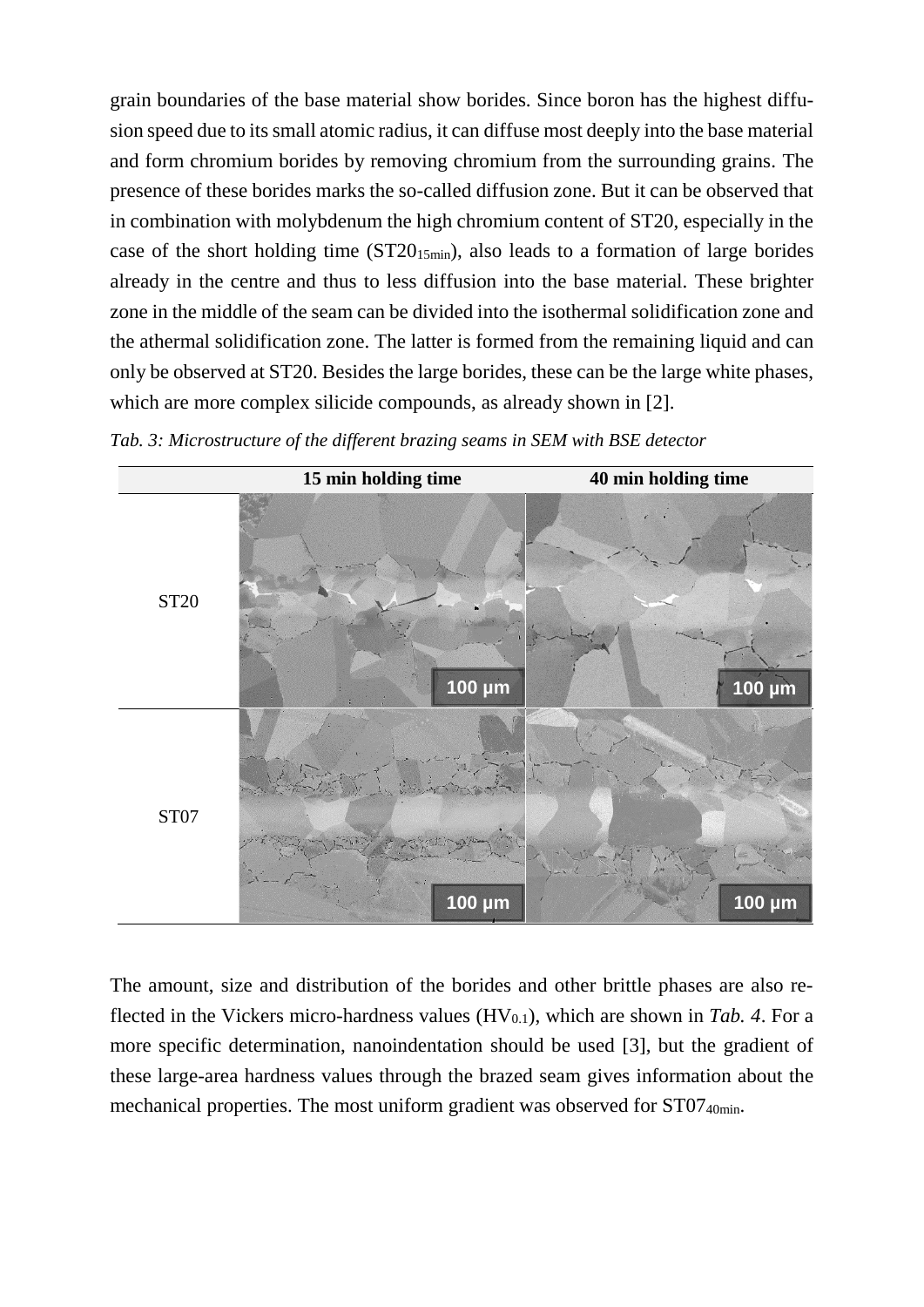grain boundaries of the base material show borides. Since boron has the highest diffusion speed due to its small atomic radius, it can diffuse most deeply into the base material and form chromium borides by removing chromium from the surrounding grains. The presence of these borides marks the so-called diffusion zone. But it can be observed that in combination with molybdenum the high chromium content of ST20, especially in the case of the short holding time ($ST20_{15min}$), also leads to a formation of large borides already in the centre and thus to less diffusion into the base material. These brighter zone in the middle of the seam can be divided into the isothermal solidification zone and the athermal solidification zone. The latter is formed from the remaining liquid and can only be observed at ST20. Besides the large borides, these can be the large white phases, which are more complex silicide compounds, as already shown in [2].

*Tab. 3: Microstructure of the different brazing seams in SEM with BSE detector*

| | 15 min holding time | 40 min holding time |
|---|---|---|
| ST20 | 100 µm | 100 µm |
| ST07 | 100 µm | 100 µm |

The amount, size and distribution of the borides and other brittle phases are also reflected in the Vickers micro-hardness values ($HV_{0.1}$), which are shown in *Tab. 4*. For a more specific determination, nanoindentation should be used [3], but the gradient of these large-area hardness values through the brazed seam gives information about the mechanical properties. The most uniform gradient was observed for $ST07_{40min}$.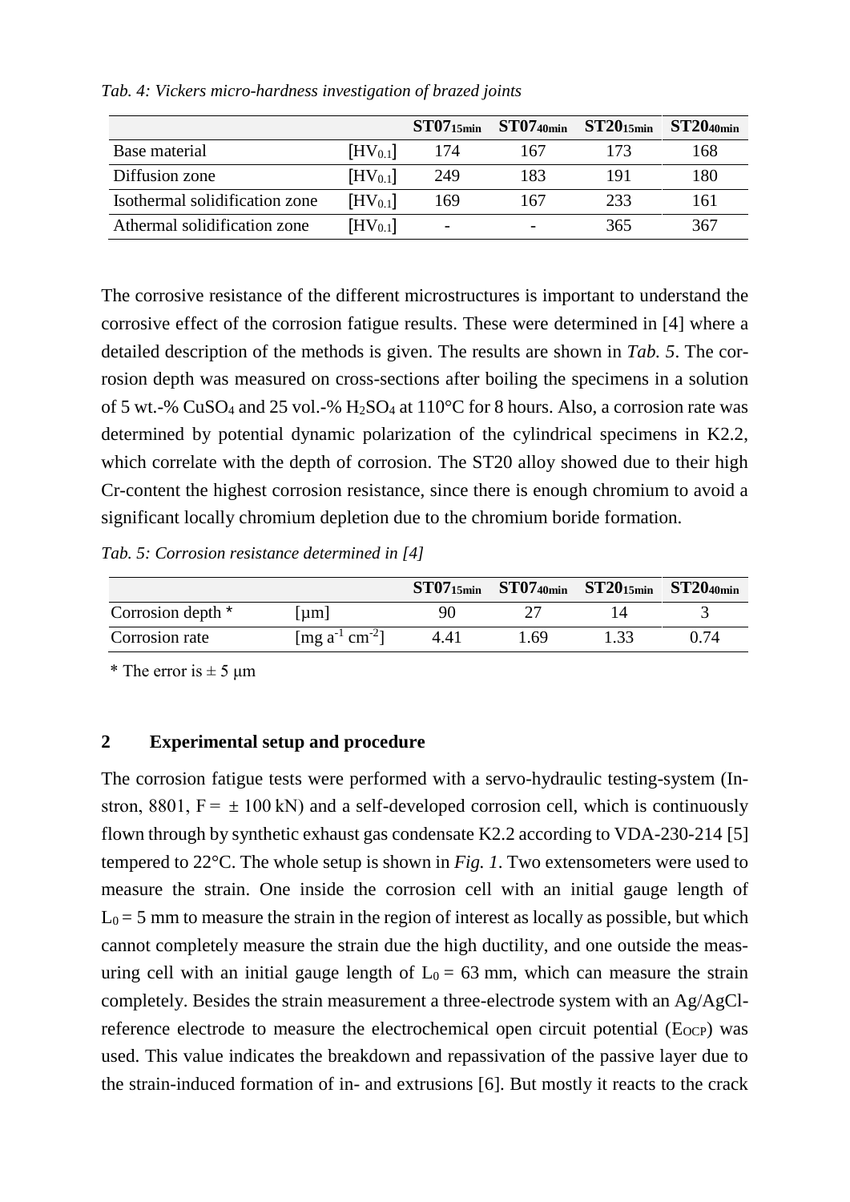*Tab. 4: Vickers micro-hardness investigation of brazed joints*

| | | $ST07_{15min}$ | $ST07_{40min}$ | $ST20_{15min}$ | $ST20_{40min}$ |
|---|---|---|---|---|---|
| Base material | [$HV_{0.1}$] | 174 | 167 | 173 | 168 |
| Diffusion zone | [$HV_{0.1}$] | 249 | 183 | 191 | 180 |
| Isothermal solidification zone | [$HV_{0.1}$] | 169 | 167 | 233 | 161 |
| Athermal solidification zone | [$HV_{0.1}$] | - | - | 365 | 367 |

The corrosive resistance of the different microstructures is important to understand the corrosive effect of the corrosion fatigue results. These were determined in [4] where a detailed description of the methods is given. The results are shown in *Tab. 5*. The corrosion depth was measured on cross-sections after boiling the specimens in a solution of 5 wt.-% $CuSO_4$ and 25 vol.-% $H_2SO_4$ at 110°C for 8 hours. Also, a corrosion rate was determined by potential dynamic polarization of the cylindrical specimens in K2.2, which correlate with the depth of corrosion. The ST20 alloy showed due to their high Cr-content the highest corrosion resistance, since there is enough chromium to avoid a significant locally chromium depletion due to the chromium boride formation.

*Tab. 5: Corrosion resistance determined in [4]*

| | | $ST07_{15min}$ | $ST07_{40min}$ | $ST20_{15min}$ | $ST20_{40min}$ |
|---|---|---|---|---|---|
| Corrosion depth * | [µm] | 90 | 27 | 14 | 3 |
| Corrosion rate | [$mg\ a^{-1}\ cm^{-2}$] | 4.41 | 1.69 | 1.33 | 0.74 |

* The error is ± 5 µm

## 2 Experimental setup and procedure

The corrosion fatigue tests were performed with a servo-hydraulic testing-system (Instron, 8801, $F = \pm 100$ kN) and a self-developed corrosion cell, which is continuously flown through by synthetic exhaust gas condensate K2.2 according to VDA-230-214 [5] tempered to 22°C. The whole setup is shown in *Fig. 1*. Two extensometers were used to measure the strain. One inside the corrosion cell with an initial gauge length of $L_0 = 5$ mm to measure the strain in the region of interest as locally as possible, but which cannot completely measure the strain due the high ductility, and one outside the measuring cell with an initial gauge length of $L_0 = 63$ mm, which can measure the strain completely. Besides the strain measurement a three-electrode system with an Ag/AgCl-reference electrode to measure the electrochemical open circuit potential ($E_{OCP}$) was used. This value indicates the breakdown and repassivation of the passive layer due to the strain-induced formation of in- and extrusions [6]. But mostly it reacts to the crack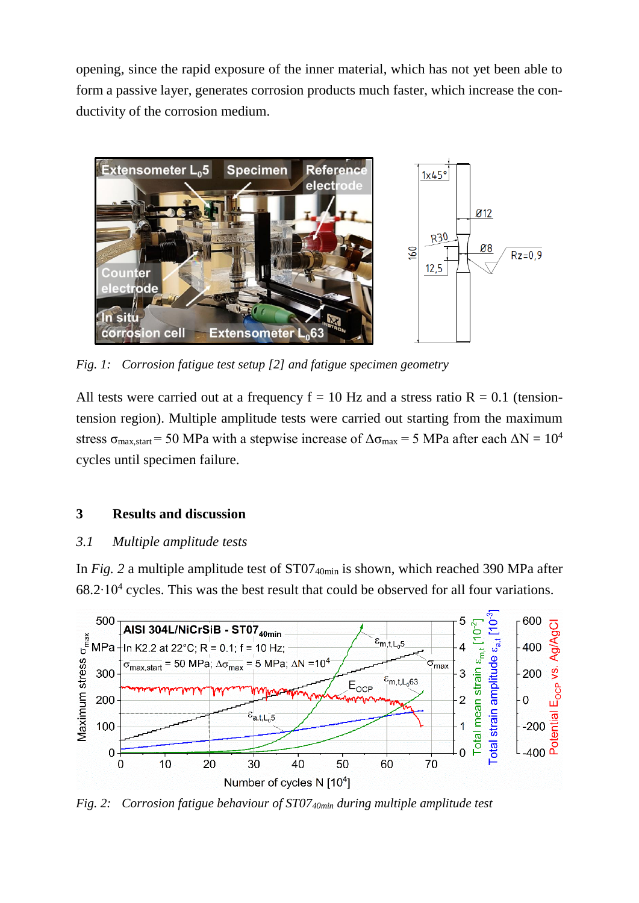opening, since the rapid exposure of the inner material, which has not yet been able to form a passive layer, generates corrosion products much faster, which increase the conductivity of the corrosion medium.

Extensometer $L_0$5
Specimen
Reference electrode
Counter electrode
In situ corrosion cell
Extensometer $L_0$63

1x45°
Ø12
R30
Ø8
160
12,5
Rz=0,9

*Fig. 1: Corrosion fatigue test setup [2] and fatigue specimen geometry*

All tests were carried out at a frequency f = 10 Hz and a stress ratio R = 0.1 (tension-tension region). Multiple amplitude tests were carried out starting from the maximum stress $\sigma_{max,start}$ = 50 MPa with a stepwise increase of $\Delta\sigma_{max}$ = 5 MPa after each $\Delta N = 10^4$ cycles until specimen failure.

## 3 Results and discussion

### 3.1 Multiple amplitude tests

In *Fig. 2* a multiple amplitude test of $ST07_{40min}$ is shown, which reached 390 MPa after $68.2 \cdot 10^4$ cycles. This was the best result that could be observed for all four variations.

AISI 304L/NiCrSiB - $ST07_{40min}$
In K2.2 at 22°C; R = 0.1; f = 10 Hz;
$\sigma_{max,start}$ = 50 MPa; $\Delta\sigma_{max}$ = 5 MPa; $\Delta N = 10^4$
Maximum stress $\sigma_{max}$ MPa
Number of cycles N [$10^4$]
Total mean strain $\varepsilon_{m,t}$ [$10^{-2}$]
Total strain amplitude $\varepsilon_{a,t}$ [$10^{-3}$]
Potential $E_{OCP}$ vs. Ag/AgCl
$\varepsilon_{m,t,L_0 5}$
$\sigma_{max}$
$E_{OCP}$
$\varepsilon_{m,t,L_0 63}$
$\varepsilon_{a,t,L_0 5}$

*Fig. 2: Corrosion fatigue behaviour of $ST07_{40min}$ during multiple amplitude test*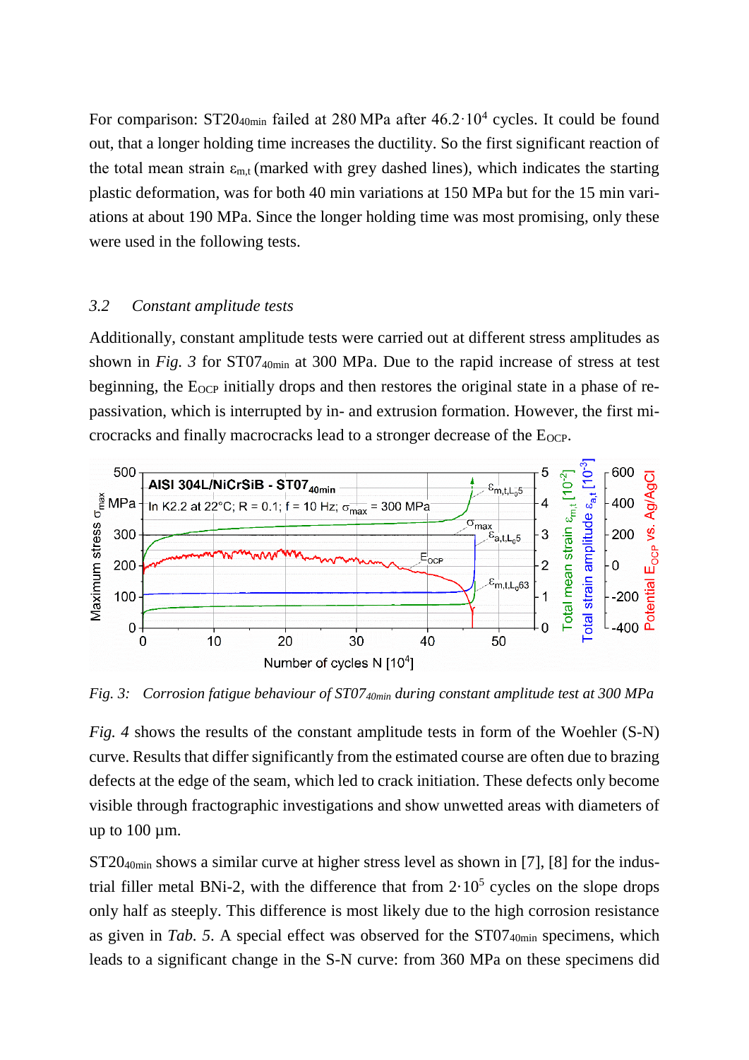For comparison: $ST20_{40min}$ failed at 280 MPa after $46.2 \cdot 10^4$ cycles. It could be found out, that a longer holding time increases the ductility. So the first significant reaction of the total mean strain $\varepsilon_{m,t}$ (marked with grey dashed lines), which indicates the starting plastic deformation, was for both 40 min variations at 150 MPa but for the 15 min variations at about 190 MPa. Since the longer holding time was most promising, only these were used in the following tests.

### 3.2 *Constant amplitude tests*

Additionally, constant amplitude tests were carried out at different stress amplitudes as shown in *Fig. 3* for $ST07_{40min}$ at 300 MPa. Due to the rapid increase of stress at test beginning, the $E_{OCP}$ initially drops and then restores the original state in a phase of repassivation, which is interrupted by in- and extrusion formation. However, the first microcracks and finally macrocracks lead to a stronger decrease of the $E_{OCP}$.

AISI 304L/NiCrSiB - ST07 40min
In K2.2 at 22°C; R = 0.1; f = 10 Hz; σmax = 300 MPa
Maximum stress σmax MPa
500
300
200
100
0
Number of cycles N [10^4]
0
10
20
30
40
50
εm,t,L05
σmax
εa,t,L05
EOCP
εm,t,L063
Total mean strain εm,t [10^-2]
5
4
3
2
1
0
Total strain amplitude εa,t [10^-3]
Potential EOCP vs. Ag/AgCl
600
400
200
0
-200
-400

*Fig. 3: Corrosion fatigue behaviour of $ST07_{40min}$ during constant amplitude test at 300 MPa*

*Fig. 4* shows the results of the constant amplitude tests in form of the Woehler (S-N) curve. Results that differ significantly from the estimated course are often due to brazing defects at the edge of the seam, which led to crack initiation. These defects only become visible through fractographic investigations and show unwetted areas with diameters of up to 100 µm.

$ST20_{40min}$ shows a similar curve at higher stress level as shown in [7], [8] for the industrial filler metal BNi-2, with the difference that from $2 \cdot 10^5$ cycles on the slope drops only half as steeply. This difference is most likely due to the high corrosion resistance as given in *Tab. 5*. A special effect was observed for the $ST07_{40min}$ specimens, which leads to a significant change in the S-N curve: from 360 MPa on these specimens did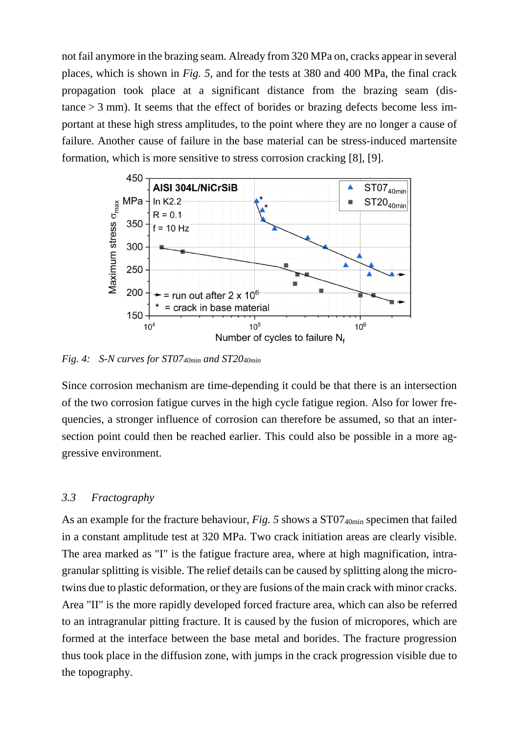not fail anymore in the brazing seam. Already from 320 MPa on, cracks appear in several places, which is shown in *Fig. 5*, and for the tests at 380 and 400 MPa, the final crack propagation took place at a significant distance from the brazing seam (distance > 3 mm). It seems that the effect of borides or brazing defects become less important at these high stress amplitudes, to the point where they are no longer a cause of failure. Another cause of failure in the base material can be stress-induced martensite formation, which is more sensitive to stress corrosion cracking [8], [9].

AISI 304L/NiCrSiB
In K2.2
R = 0.1
f = 10 Hz

$ST07_{40min}$
$ST20_{40min}$

Maximum stress $\sigma_{max}$ MPa

450
350
300
250
200
150

$10^4$
$10^5$
$10^6$

Number of cycles to failure $N_f$

→ = run out after 2 x $10^6$
\* = crack in base material

*Fig. 4: S-N curves for $ST07_{40min}$ and $ST20_{40min}$*

Since corrosion mechanism are time-depending it could be that there is an intersection of the two corrosion fatigue curves in the high cycle fatigue region. Also for lower frequencies, a stronger influence of corrosion can therefore be assumed, so that an intersection point could then be reached earlier. This could also be possible in a more aggressive environment.

### 3.3 Fractography

As an example for the fracture behaviour, *Fig. 5* shows a $ST07_{40min}$ specimen that failed in a constant amplitude test at 320 MPa. Two crack initiation areas are clearly visible. The area marked as "I" is the fatigue fracture area, where at high magnification, intragranular splitting is visible. The relief details can be caused by splitting along the microtwins due to plastic deformation, or they are fusions of the main crack with minor cracks. Area "II" is the more rapidly developed forced fracture area, which can also be referred to an intragranular pitting fracture. It is caused by the fusion of micropores, which are formed at the interface between the base metal and borides. The fracture progression thus took place in the diffusion zone, with jumps in the crack progression visible due to the topography.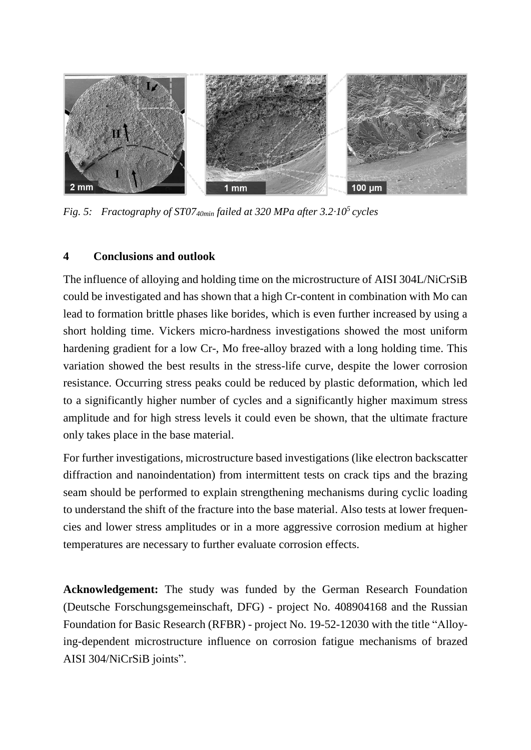2 mm

1 mm

100 µm

*Fig. 5: Fractography of $ST07_{40min}$ failed at 320 MPa after $3.2 \cdot 10^5$ cycles*

## 4 Conclusions and outlook

The influence of alloying and holding time on the microstructure of AISI 304L/NiCrSiB could be investigated and has shown that a high Cr-content in combination with Mo can lead to formation brittle phases like borides, which is even further increased by using a short holding time. Vickers micro-hardness investigations showed the most uniform hardening gradient for a low Cr-, Mo free-alloy brazed with a long holding time. This variation showed the best results in the stress-life curve, despite the lower corrosion resistance. Occurring stress peaks could be reduced by plastic deformation, which led to a significantly higher number of cycles and a significantly higher maximum stress amplitude and for high stress levels it could even be shown, that the ultimate fracture only takes place in the base material.

For further investigations, microstructure based investigations (like electron backscatter diffraction and nanoindentation) from intermittent tests on crack tips and the brazing seam should be performed to explain strengthening mechanisms during cyclic loading to understand the shift of the fracture into the base material. Also tests at lower frequencies and lower stress amplitudes or in a more aggressive corrosion medium at higher temperatures are necessary to further evaluate corrosion effects.

**Acknowledgement:** The study was funded by the German Research Foundation (Deutsche Forschungsgemeinschaft, DFG) - project No. 408904168 and the Russian Foundation for Basic Research (RFBR) - project No. 19-52-12030 with the title "Alloying-dependent microstructure influence on corrosion fatigue mechanisms of brazed AISI 304/NiCrSiB joints".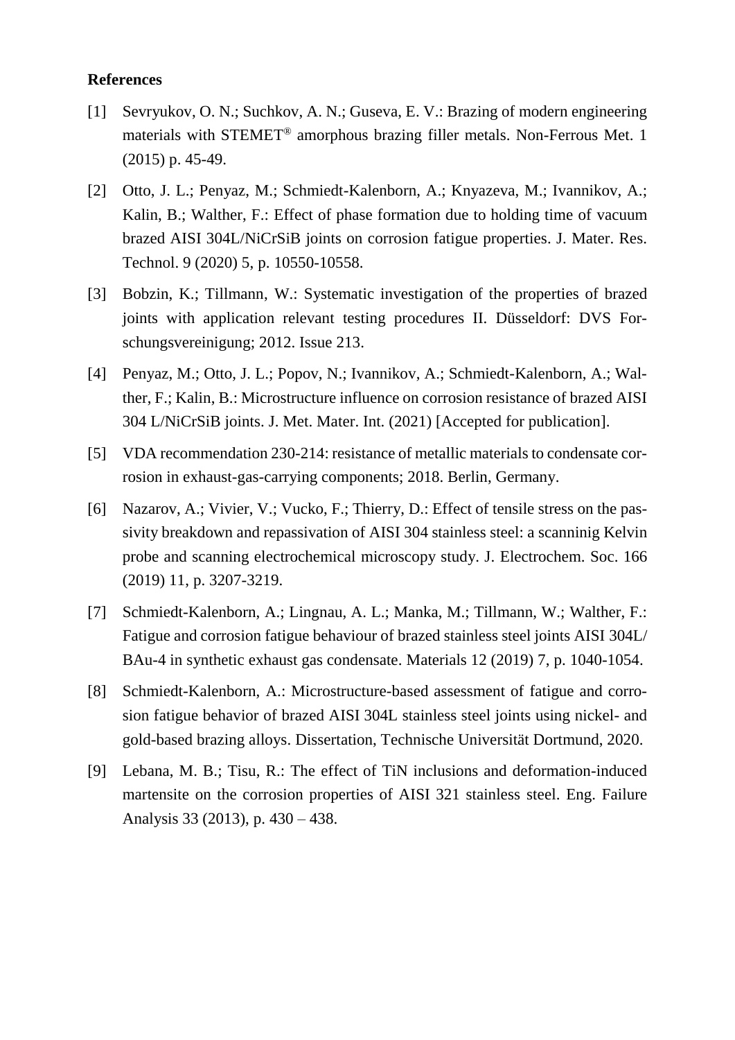## References

[1] Sevryukov, O. N.; Suchkov, A. N.; Guseva, E. V.: Brazing of modern engineering materials with STEMET® amorphous brazing filler metals. Non-Ferrous Met. 1 (2015) p. 45-49.

[2] Otto, J. L.; Penyaz, M.; Schmiedt-Kalenborn, A.; Knyazeva, M.; Ivannikov, A.; Kalin, B.; Walther, F.: Effect of phase formation due to holding time of vacuum brazed AISI 304L/NiCrSiB joints on corrosion fatigue properties. J. Mater. Res. Technol. 9 (2020) 5, p. 10550-10558.

[3] Bobzin, K.; Tillmann, W.: Systematic investigation of the properties of brazed joints with application relevant testing procedures II. Düsseldorf: DVS Forschungsvereinigung; 2012. Issue 213.

[4] Penyaz, M.; Otto, J. L.; Popov, N.; Ivannikov, A.; Schmiedt-Kalenborn, A.; Walther, F.; Kalin, B.: Microstructure influence on corrosion resistance of brazed AISI 304 L/NiCrSiB joints. J. Met. Mater. Int. (2021) [Accepted for publication].

[5] VDA recommendation 230-214: resistance of metallic materials to condensate corrosion in exhaust-gas-carrying components; 2018. Berlin, Germany.

[6] Nazarov, A.; Vivier, V.; Vucko, F.; Thierry, D.: Effect of tensile stress on the passivity breakdown and repassivation of AISI 304 stainless steel: a scanninig Kelvin probe and scanning electrochemical microscopy study. J. Electrochem. Soc. 166 (2019) 11, p. 3207-3219.

[7] Schmiedt-Kalenborn, A.; Lingnau, A. L.; Manka, M.; Tillmann, W.; Walther, F.: Fatigue and corrosion fatigue behaviour of brazed stainless steel joints AISI 304L/ BAu-4 in synthetic exhaust gas condensate. Materials 12 (2019) 7, p. 1040-1054.

[8] Schmiedt-Kalenborn, A.: Microstructure-based assessment of fatigue and corrosion fatigue behavior of brazed AISI 304L stainless steel joints using nickel- and gold-based brazing alloys. Dissertation, Technische Universität Dortmund, 2020.

[9] Lebana, M. B.; Tisu, R.: The effect of TiN inclusions and deformation-induced martensite on the corrosion properties of AISI 321 stainless steel. Eng. Failure Analysis 33 (2013), p. 430 – 438.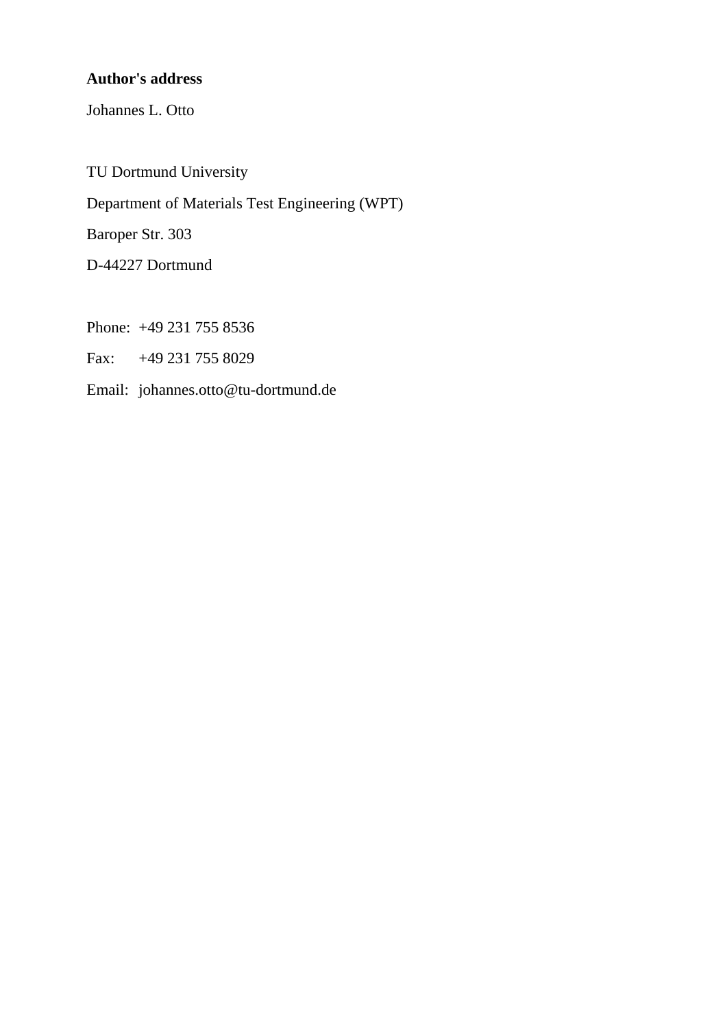**Author's address**

Johannes L. Otto

TU Dortmund University

Department of Materials Test Engineering (WPT)

Baroper Str. 303

D-44227 Dortmund

Phone: +49 231 755 8536

Fax: +49 231 755 8029

Email: johannes.otto@tu-dortmund.de